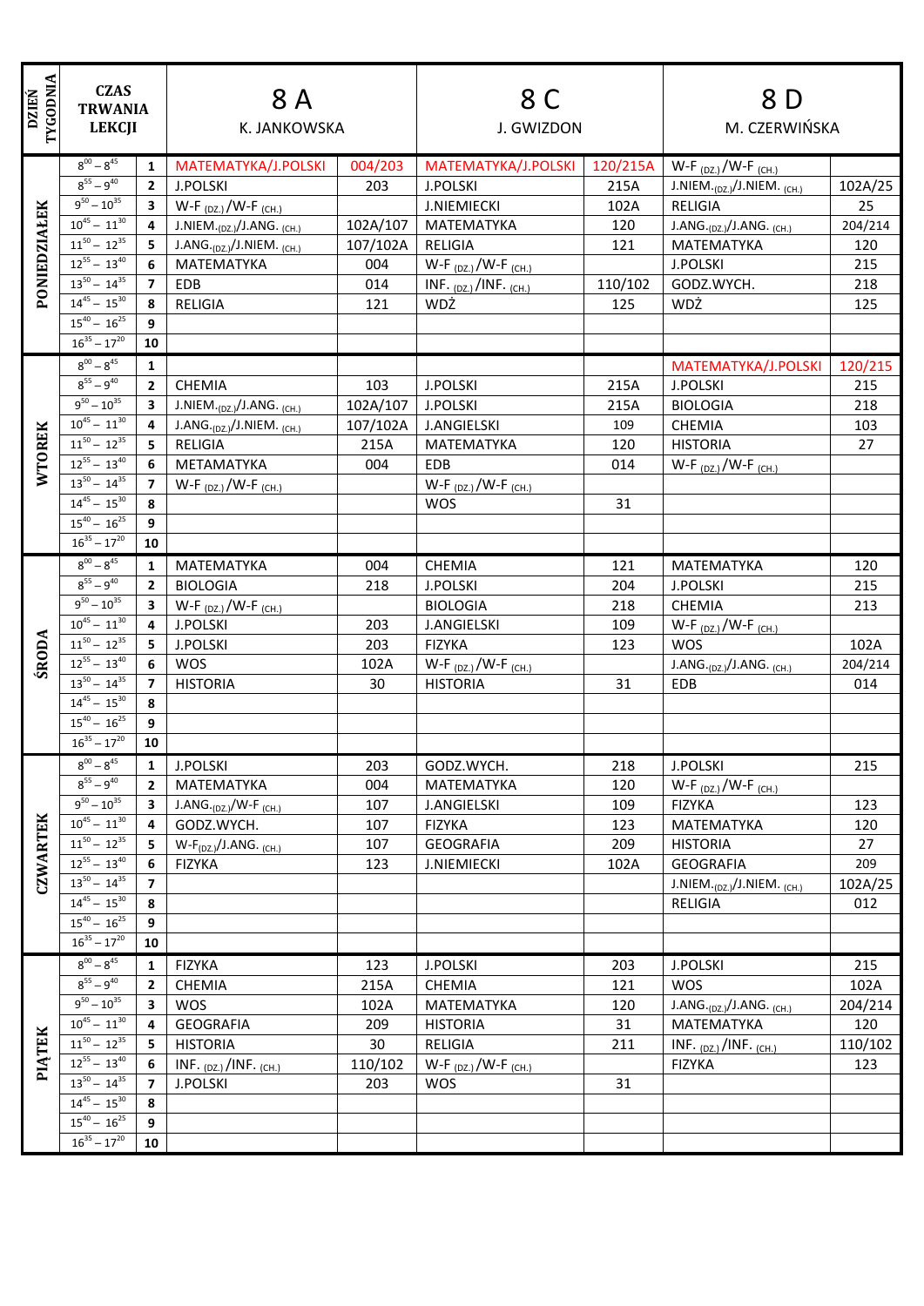| DZIEŃ TYGODNIA | CZAS TRWANIA LEKCJI | | 8 A K. JANKOWSKA | | 8 C J. GWIZDON | | 8 D M. CZERWIŃSKA | |
|---|---|---|---|---|---|---|---|---|
| PONIEDZIAŁEK | $8^{00} – 8^{45}$ | 1 | MATEMATYKA/J.POLSKI | 004/203 | MATEMATYKA/J.POLSKI | 120/215A | W-F $_{(DZ.)}$/W-F $_{(CH.)}$ | |
| | $8^{55} – 9^{40}$ | 2 | J.POLSKI | 203 | J.POLSKI | 215A | J.NIEM.$_{(DZ.)}$/J.NIEM. $_{(CH.)}$ | 102A/25 |
| | $9^{50} – 10^{35}$ | 3 | W-F $_{(DZ.)}$/W-F $_{(CH.)}$ | | J.NIEMIECKI | 102A | RELIGIA | 25 |
| | $10^{45} – 11^{30}$ | 4 | J.NIEM.$_{(DZ.)}$/J.ANG. $_{(CH.)}$ | 102A/107 | MATEMATYKA | 120 | J.ANG.$_{(DZ.)}$/J.ANG. $_{(CH.)}$ | 204/214 |
| | $11^{50} – 12^{35}$ | 5 | J.ANG.$_{(DZ.)}$/J.NIEM. $_{(CH.)}$ | 107/102A | RELIGIA | 121 | MATEMATYKA | 120 |
| | $12^{55} – 13^{40}$ | 6 | MATEMATYKA | 004 | W-F $_{(DZ.)}$/W-F $_{(CH.)}$ | | J.POLSKI | 215 |
| | $13^{50} – 14^{35}$ | 7 | EDB | 014 | INF. $_{(DZ.)}$/INF. $_{(CH.)}$ | 110/102 | GODZ.WYCH. | 218 |
| | $14^{45} – 15^{30}$ | 8 | RELIGIA | 121 | WDŻ | 125 | WDŻ | 125 |
| | $15^{40} – 16^{25}$ | 9 | | | | | | |
| | $16^{35} – 17^{20}$ | 10 | | | | | | |
| WTOREK | $8^{00} – 8^{45}$ | 1 | | | | | MATEMATYKA/J.POLSKI | 120/215 |
| | $8^{55} – 9^{40}$ | 2 | CHEMIA | 103 | J.POLSKI | 215A | J.POLSKI | 215 |
| | $9^{50} – 10^{35}$ | 3 | J.NIEM.$_{(DZ.)}$/J.ANG. $_{(CH.)}$ | 102A/107 | J.POLSKI | 215A | BIOLOGIA | 218 |
| | $10^{45} – 11^{30}$ | 4 | J.ANG.$_{(DZ.)}$/J.NIEM. $_{(CH.)}$ | 107/102A | J.ANGIELSKI | 109 | CHEMIA | 103 |
| | $11^{50} – 12^{35}$ | 5 | RELIGIA | 215A | MATEMATYKA | 120 | HISTORIA | 27 |
| | $12^{55} – 13^{40}$ | 6 | METAMATYKA | 004 | EDB | 014 | W-F $_{(DZ.)}$/W-F $_{(CH.)}$ | |
| | $13^{50} – 14^{35}$ | 7 | W-F $_{(DZ.)}$/W-F $_{(CH.)}$ | | W-F $_{(DZ.)}$/W-F $_{(CH.)}$ | | | |
| | $14^{45} – 15^{30}$ | 8 | | | WOS | 31 | | |
| | $15^{40} – 16^{25}$ | 9 | | | | | | |
| | $16^{35} – 17^{20}$ | 10 | | | | | | |
| ŚRODA | $8^{00} – 8^{45}$ | 1 | MATEMATYKA | 004 | CHEMIA | 121 | MATEMATYKA | 120 |
| | $8^{55} – 9^{40}$ | 2 | BIOLOGIA | 218 | J.POLSKI | 204 | J.POLSKI | 215 |
| | $9^{50} – 10^{35}$ | 3 | W-F $_{(DZ.)}$/W-F $_{(CH.)}$ | | BIOLOGIA | 218 | CHEMIA | 213 |
| | $10^{45} – 11^{30}$ | 4 | J.POLSKI | 203 | J.ANGIELSKI | 109 | W-F $_{(DZ.)}$/W-F $_{(CH.)}$ | |
| | $11^{50} – 12^{35}$ | 5 | J.POLSKI | 203 | FIZYKA | 123 | WOS | 102A |
| | $12^{55} – 13^{40}$ | 6 | WOS | 102A | W-F $_{(DZ.)}$/W-F $_{(CH.)}$ | | J.ANG.$_{(DZ.)}$/J.ANG. $_{(CH.)}$ | 204/214 |
| | $13^{50} – 14^{35}$ | 7 | HISTORIA | 30 | HISTORIA | 31 | EDB | 014 |
| | $14^{45} – 15^{30}$ | 8 | | | | | | |
| | $15^{40} – 16^{25}$ | 9 | | | | | | |
| | $16^{35} – 17^{20}$ | 10 | | | | | | |
| CZWARTEK | $8^{00} – 8^{45}$ | 1 | J.POLSKI | 203 | GODZ.WYCH. | 218 | J.POLSKI | 215 |
| | $8^{55} – 9^{40}$ | 2 | MATEMATYKA | 004 | MATEMATYKA | 120 | W-F $_{(DZ.)}$/W-F $_{(CH.)}$ | |
| | $9^{50} – 10^{35}$ | 3 | J.ANG.$_{(DZ.)}$/W-F $_{(CH.)}$ | 107 | J.ANGIELSKI | 109 | FIZYKA | 123 |
| | $10^{45} – 11^{30}$ | 4 | GODZ.WYCH. | 107 | FIZYKA | 123 | MATEMATYKA | 120 |
| | $11^{50} – 12^{35}$ | 5 | W-F$_{(DZ.)}$/J.ANG. $_{(CH.)}$ | 107 | GEOGRAFIA | 209 | HISTORIA | 27 |
| | $12^{55} – 13^{40}$ | 6 | FIZYKA | 123 | J.NIEMIECKI | 102A | GEOGRAFIA | 209 |
| | $13^{50} – 14^{35}$ | 7 | | | | | J.NIEM.$_{(DZ.)}$/J.NIEM. $_{(CH.)}$ | 102A/25 |
| | $14^{45} – 15^{30}$ | 8 | | | | | RELIGIA | 012 |
| | $15^{40} – 16^{25}$ | 9 | | | | | | |
| | $16^{35} – 17^{20}$ | 10 | | | | | | |
| PIĄTEK | $8^{00} – 8^{45}$ | 1 | FIZYKA | 123 | J.POLSKI | 203 | J.POLSKI | 215 |
| | $8^{55} – 9^{40}$ | 2 | CHEMIA | 215A | CHEMIA | 121 | WOS | 102A |
| | $9^{50} – 10^{35}$ | 3 | WOS | 102A | MATEMATYKA | 120 | J.ANG.$_{(DZ.)}$/J.ANG. $_{(CH.)}$ | 204/214 |
| | $10^{45} – 11^{30}$ | 4 | GEOGRAFIA | 209 | HISTORIA | 31 | MATEMATYKA | 120 |
| | $11^{50} – 12^{35}$ | 5 | HISTORIA | 30 | RELIGIA | 211 | INF. $_{(DZ.)}$/INF. $_{(CH.)}$ | 110/102 |
| | $12^{55} – 13^{40}$ | 6 | INF. $_{(DZ.)}$/INF. $_{(CH.)}$ | 110/102 | W-F $_{(DZ.)}$/W-F $_{(CH.)}$ | | FIZYKA | 123 |
| | $13^{50} – 14^{35}$ | 7 | J.POLSKI | 203 | WOS | 31 | | |
| | $14^{45} – 15^{30}$ | 8 | | | | | | |
| | $15^{40} – 16^{25}$ | 9 | | | | | | |
| | $16^{35} – 17^{20}$ | 10 | | | | | | |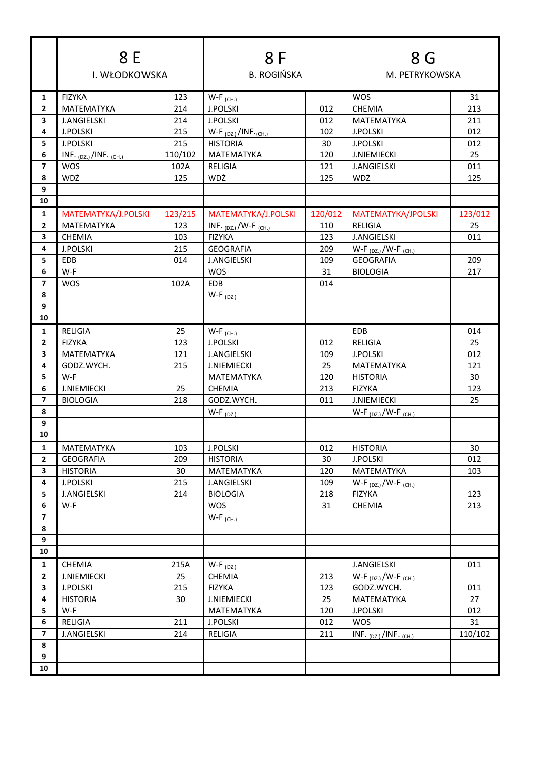| | 8 E<br>I. WŁODKOWSKA | | 8 F<br>B. ROGIŃSKA | | 8 G<br>M. PETRYKOWSKA | |
|---|---|---|---|---|---|---|
| 1 | FIZYKA | 123 | W-F (CH.) | | WOS | 31 |
| 2 | MATEMATYKA | 214 | J.POLSKI | 012 | CHEMIA | 213 |
| 3 | J.ANGIELSKI | 214 | J.POLSKI | 012 | MATEMATYKA | 211 |
| 4 | J.POLSKI | 215 | W-F (DZ.)/INF. (CH.) | 102 | J.POLSKI | 012 |
| 5 | J.POLSKI | 215 | HISTORIA | 30 | J.POLSKI | 012 |
| 6 | INF. (DZ.)/INF. (CH.) | 110/102 | MATEMATYKA | 120 | J.NIEMIECKI | 25 |
| 7 | WOS | 102A | RELIGIA | 121 | J.ANGIELSKI | 011 |
| 8 | WDŻ | 125 | WDŻ | 125 | WDŻ | 125 |
| 9 | | | | | | |
| 10 | | | | | | |
| 1 | MATEMATYKA/J.POLSKI | 123/215 | MATEMATYKA/J.POLSKI | 120/012 | MATEMATYKA/JPOLSKI | 123/012 |
| 2 | MATEMATYKA | 123 | INF. (DZ.)/W-F (CH.) | 110 | RELIGIA | 25 |
| 3 | CHEMIA | 103 | FIZYKA | 123 | J.ANGIELSKI | 011 |
| 4 | J.POLSKI | 215 | GEOGRAFIA | 209 | W-F (DZ.)/W-F (CH.) | |
| 5 | EDB | 014 | J.ANGIELSKI | 109 | GEOGRAFIA | 209 |
| 6 | W-F | | WOS | 31 | BIOLOGIA | 217 |
| 7 | WOS | 102A | EDB | 014 | | |
| 8 | | | W-F (DZ.) | | | |
| 9 | | | | | | |
| 10 | | | | | | |
| 1 | RELIGIA | 25 | W-F (CH.) | | EDB | 014 |
| 2 | FIZYKA | 123 | J.POLSKI | 012 | RELIGIA | 25 |
| 3 | MATEMATYKA | 121 | J.ANGIELSKI | 109 | J.POLSKI | 012 |
| 4 | GODZ.WYCH. | 215 | J.NIEMIECKI | 25 | MATEMATYKA | 121 |
| 5 | W-F | | MATEMATYKA | 120 | HISTORIA | 30 |
| 6 | J.NIEMIECKI | 25 | CHEMIA | 213 | FIZYKA | 123 |
| 7 | BIOLOGIA | 218 | GODZ.WYCH. | 011 | J.NIEMIECKI | 25 |
| 8 | | | W-F (DZ.) | | W-F (DZ.)/W-F (CH.) | |
| 9 | | | | | | |
| 10 | | | | | | |
| 1 | MATEMATYKA | 103 | J.POLSKI | 012 | HISTORIA | 30 |
| 2 | GEOGRAFIA | 209 | HISTORIA | 30 | J.POLSKI | 012 |
| 3 | HISTORIA | 30 | MATEMATYKA | 120 | MATEMATYKA | 103 |
| 4 | J.POLSKI | 215 | J.ANGIELSKI | 109 | W-F (DZ.)/W-F (CH.) | |
| 5 | J.ANGIELSKI | 214 | BIOLOGIA | 218 | FIZYKA | 123 |
| 6 | W-F | | WOS | 31 | CHEMIA | 213 |
| 7 | | | W-F (CH.) | | | |
| 8 | | | | | | |
| 9 | | | | | | |
| 10 | | | | | | |
| 1 | CHEMIA | 215A | W-F (DZ.) | | J.ANGIELSKI | 011 |
| 2 | J.NIEMIECKI | 25 | CHEMIA | 213 | W-F (DZ.)/W-F (CH.) | |
| 3 | J.POLSKI | 215 | FIZYKA | 123 | GODZ.WYCH. | 011 |
| 4 | HISTORIA | 30 | J.NIEMIECKI | 25 | MATEMATYKA | 27 |
| 5 | W-F | | MATEMATYKA | 120 | J.POLSKI | 012 |
| 6 | RELIGIA | 211 | J.POLSKI | 012 | WOS | 31 |
| 7 | J.ANGIELSKI | 214 | RELIGIA | 211 | INF. (DZ.)/INF. (CH.) | 110/102 |
| 8 | | | | | | |
| 9 | | | | | | |
| 10 | | | | | | |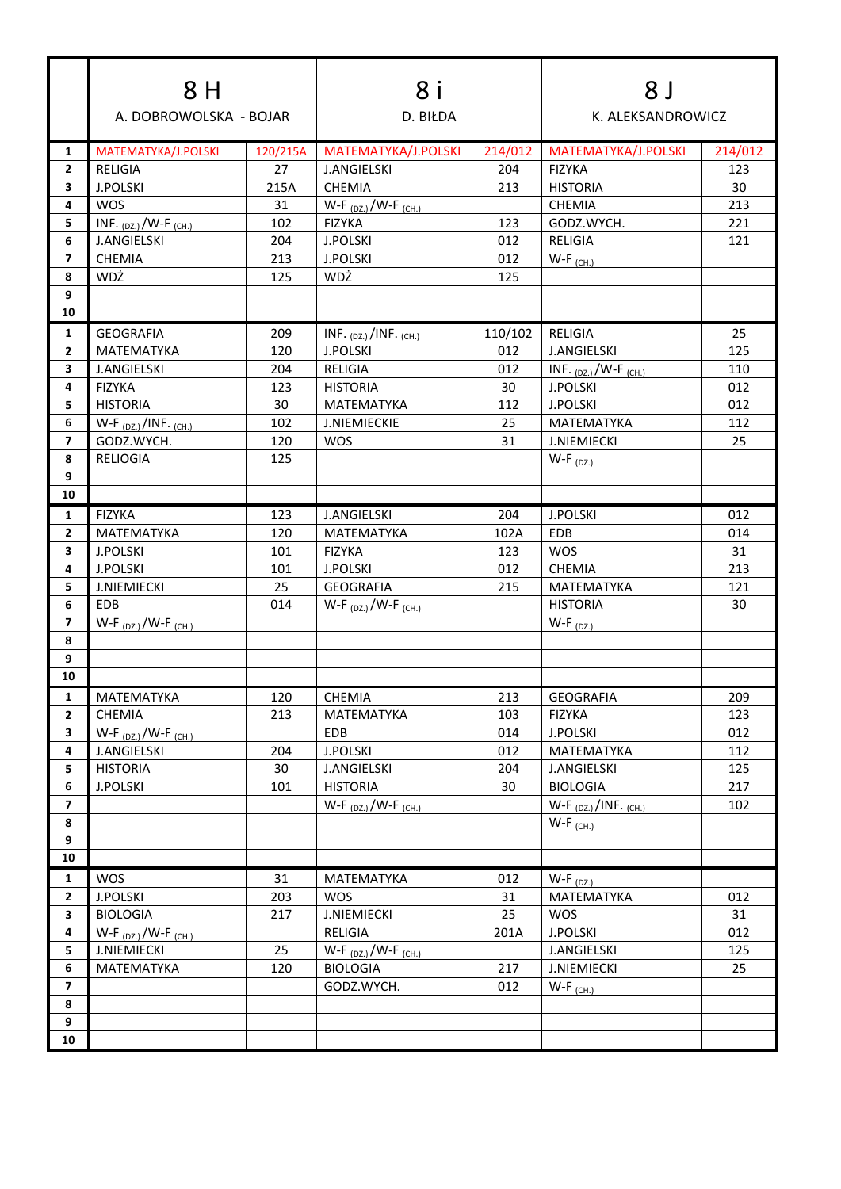| | 8 H<br>A. DOBROWOLSKA - BOJAR | | 8 i<br>D. BIŁDA | | 8 J<br>K. ALEKSANDROWICZ | |
|---|---|---|---|---|---|---|
| 1 | MATEMATYKA/J.POLSKI | 120/215A | MATEMATYKA/J.POLSKI | 214/012 | MATEMATYKA/J.POLSKI | 214/012 |
| 2 | RELIGIA | 27 | J.ANGIELSKI | 204 | FIZYKA | 123 |
| 3 | J.POLSKI | 215A | CHEMIA | 213 | HISTORIA | 30 |
| 4 | WOS | 31 | W-F (DZ.)/W-F (CH.) | | CHEMIA | 213 |
| 5 | INF. (DZ.)/W-F (CH.) | 102 | FIZYKA | 123 | GODZ.WYCH. | 221 |
| 6 | J.ANGIELSKI | 204 | J.POLSKI | 012 | RELIGIA | 121 |
| 7 | CHEMIA | 213 | J.POLSKI | 012 | W-F (CH.) | |
| 8 | WDŻ | 125 | WDŻ | 125 | | |
| 9 | | | | | | |
| 10 | | | | | | |
| 1 | GEOGRAFIA | 209 | INF. (DZ.)/INF. (CH.) | 110/102 | RELIGIA | 25 |
| 2 | MATEMATYKA | 120 | J.POLSKI | 012 | J.ANGIELSKI | 125 |
| 3 | J.ANGIELSKI | 204 | RELIGIA | 012 | INF. (DZ.)/W-F (CH.) | 110 |
| 4 | FIZYKA | 123 | HISTORIA | 30 | J.POLSKI | 012 |
| 5 | HISTORIA | 30 | MATEMATYKA | 112 | J.POLSKI | 012 |
| 6 | W-F (DZ.)/INF. (CH.) | 102 | J.NIEMIECKIE | 25 | MATEMATYKA | 112 |
| 7 | GODZ.WYCH. | 120 | WOS | 31 | J.NIEMIECKI | 25 |
| 8 | RELIOGIA | 125 | | | W-F (DZ.) | |
| 9 | | | | | | |
| 10 | | | | | | |
| 1 | FIZYKA | 123 | J.ANGIELSKI | 204 | J.POLSKI | 012 |
| 2 | MATEMATYKA | 120 | MATEMATYKA | 102A | EDB | 014 |
| 3 | J.POLSKI | 101 | FIZYKA | 123 | WOS | 31 |
| 4 | J.POLSKI | 101 | J.POLSKI | 012 | CHEMIA | 213 |
| 5 | J.NIEMIECKI | 25 | GEOGRAFIA | 215 | MATEMATYKA | 121 |
| 6 | EDB | 014 | W-F (DZ.)/W-F (CH.) | | HISTORIA | 30 |
| 7 | W-F (DZ.)/W-F (CH.) | | | | W-F (DZ.) | |
| 8 | | | | | | |
| 9 | | | | | | |
| 10 | | | | | | |
| 1 | MATEMATYKA | 120 | CHEMIA | 213 | GEOGRAFIA | 209 |
| 2 | CHEMIA | 213 | MATEMATYKA | 103 | FIZYKA | 123 |
| 3 | W-F (DZ.)/W-F (CH.) | | EDB | 014 | J.POLSKI | 012 |
| 4 | J.ANGIELSKI | 204 | J.POLSKI | 012 | MATEMATYKA | 112 |
| 5 | HISTORIA | 30 | J.ANGIELSKI | 204 | J.ANGIELSKI | 125 |
| 6 | J.POLSKI | 101 | HISTORIA | 30 | BIOLOGIA | 217 |
| 7 | | | W-F (DZ.)/W-F (CH.) | | W-F (DZ.)/INF. (CH.) | 102 |
| 8 | | | | | W-F (CH.) | |
| 9 | | | | | | |
| 10 | | | | | | |
| 1 | WOS | 31 | MATEMATYKA | 012 | W-F (DZ.) | |
| 2 | J.POLSKI | 203 | WOS | 31 | MATEMATYKA | 012 |
| 3 | BIOLOGIA | 217 | J.NIEMIECKI | 25 | WOS | 31 |
| 4 | W-F (DZ.)/W-F (CH.) | | RELIGIA | 201A | J.POLSKI | 012 |
| 5 | J.NIEMIECKI | 25 | W-F (DZ.)/W-F (CH.) | | J.ANGIELSKI | 125 |
| 6 | MATEMATYKA | 120 | BIOLOGIA | 217 | J.NIEMIECKI | 25 |
| 7 | | | GODZ.WYCH. | 012 | W-F (CH.) | |
| 8 | | | | | | |
| 9 | | | | | | |
| 10 | | | | | | |